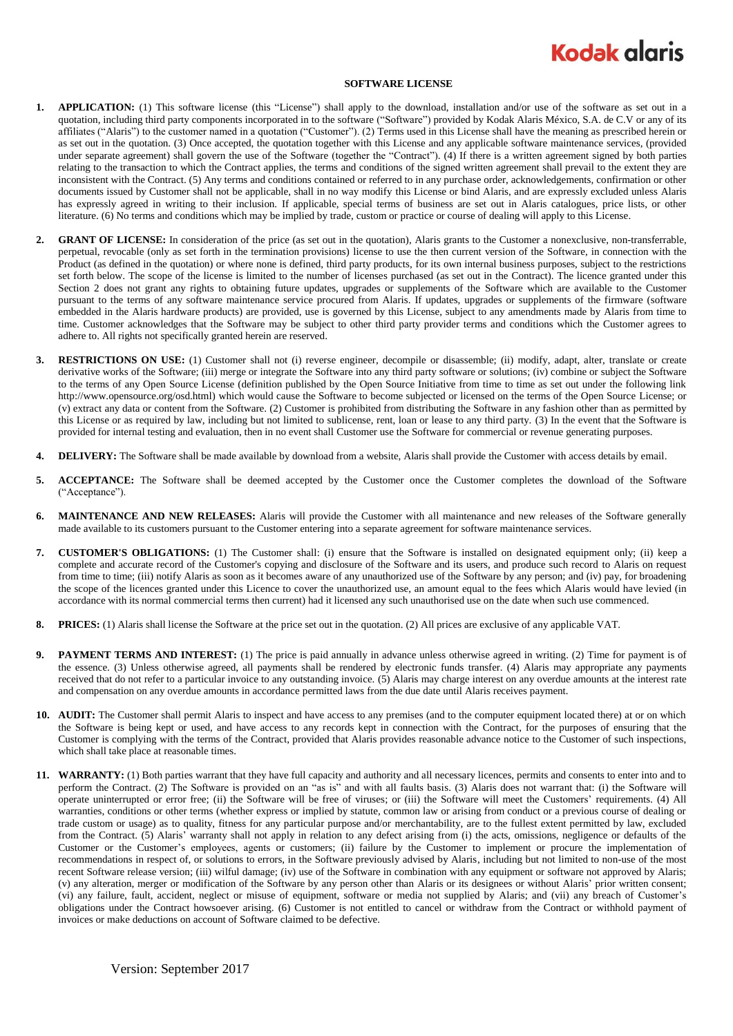# SOFTWARE LICENSE

1. **APPLICATION:** (1) This software license (this "License") shall apply to the download, installation and/or use of the software as set out in a quotation, including third party components incorporated in to the software ("Software") provided by Kodak Alaris México, S.A. de C.V or any of its affiliates ("Alaris") to the customer named in a quotation ("Customer"). (2) Terms used in this License shall have the meaning as prescribed herein or as set out in the quotation. (3) Once accepted, the quotation together with this License and any applicable software maintenance services, (provided under separate agreement) shall govern the use of the Software (together the "Contract"). (4) If there is a written agreement signed by both parties relating to the transaction to which the Contract applies, the terms and conditions of the signed written agreement shall prevail to the extent they are inconsistent with the Contract. (5) Any terms and conditions contained or referred to in any purchase order, acknowledgements, confirmation or other documents issued by Customer shall not be applicable, shall in no way modify this License or bind Alaris, and are expressly excluded unless Alaris has expressly agreed in writing to their inclusion. If applicable, special terms of business are set out in Alaris catalogues, price lists, or other literature. (6) No terms and conditions which may be implied by trade, custom or practice or course of dealing will apply to this License.

2. **GRANT OF LICENSE:** In consideration of the price (as set out in the quotation), Alaris grants to the Customer a nonexclusive, non-transferrable, perpetual, revocable (only as set forth in the termination provisions) license to use the then current version of the Software, in connection with the Product (as defined in the quotation) or where none is defined, third party products, for its own internal business purposes, subject to the restrictions set forth below. The scope of the license is limited to the number of licenses purchased (as set out in the Contract). The licence granted under this Section 2 does not grant any rights to obtaining future updates, upgrades or supplements of the Software which are available to the Customer pursuant to the terms of any software maintenance service procured from Alaris. If updates, upgrades or supplements of the firmware (software embedded in the Alaris hardware products) are provided, use is governed by this License, subject to any amendments made by Alaris from time to time. Customer acknowledges that the Software may be subject to other third party provider terms and conditions which the Customer agrees to adhere to. All rights not specifically granted herein are reserved.

3. **RESTRICTIONS ON USE:** (1) Customer shall not (i) reverse engineer, decompile or disassemble; (ii) modify, adapt, alter, translate or create derivative works of the Software; (iii) merge or integrate the Software into any third party software or solutions; (iv) combine or subject the Software to the terms of any Open Source License (definition published by the Open Source Initiative from time to time as set out under the following link http://www.opensource.org/osd.html) which would cause the Software to become subjected or licensed on the terms of the Open Source License; or (v) extract any data or content from the Software. (2) Customer is prohibited from distributing the Software in any fashion other than as permitted by this License or as required by law, including but not limited to sublicense, rent, loan or lease to any third party. (3) In the event that the Software is provided for internal testing and evaluation, then in no event shall Customer use the Software for commercial or revenue generating purposes.

4. **DELIVERY:** The Software shall be made available by download from a website, Alaris shall provide the Customer with access details by email.

5. **ACCEPTANCE:** The Software shall be deemed accepted by the Customer once the Customer completes the download of the Software ("Acceptance").

6. **MAINTENANCE AND NEW RELEASES:** Alaris will provide the Customer with all maintenance and new releases of the Software generally made available to its customers pursuant to the Customer entering into a separate agreement for software maintenance services.

7. **CUSTOMER'S OBLIGATIONS:** (1) The Customer shall: (i) ensure that the Software is installed on designated equipment only; (ii) keep a complete and accurate record of the Customer's copying and disclosure of the Software and its users, and produce such record to Alaris on request from time to time; (iii) notify Alaris as soon as it becomes aware of any unauthorized use of the Software by any person; and (iv) pay, for broadening the scope of the licences granted under this Licence to cover the unauthorized use, an amount equal to the fees which Alaris would have levied (in accordance with its normal commercial terms then current) had it licensed any such unauthorised use on the date when such use commenced.

8. **PRICES:** (1) Alaris shall license the Software at the price set out in the quotation. (2) All prices are exclusive of any applicable VAT.

9. **PAYMENT TERMS AND INTEREST:** (1) The price is paid annually in advance unless otherwise agreed in writing. (2) Time for payment is of the essence. (3) Unless otherwise agreed, all payments shall be rendered by electronic funds transfer. (4) Alaris may appropriate any payments received that do not refer to a particular invoice to any outstanding invoice. (5) Alaris may charge interest on any overdue amounts at the interest rate and compensation on any overdue amounts in accordance permitted laws from the due date until Alaris receives payment.

10. **AUDIT:** The Customer shall permit Alaris to inspect and have access to any premises (and to the computer equipment located there) at or on which the Software is being kept or used, and have access to any records kept in connection with the Contract, for the purposes of ensuring that the Customer is complying with the terms of the Contract, provided that Alaris provides reasonable advance notice to the Customer of such inspections, which shall take place at reasonable times.

11. **WARRANTY:** (1) Both parties warrant that they have full capacity and authority and all necessary licences, permits and consents to enter into and to perform the Contract. (2) The Software is provided on an "as is" and with all faults basis. (3) Alaris does not warrant that: (i) the Software will operate uninterrupted or error free; (ii) the Software will be free of viruses; or (iii) the Software will meet the Customers' requirements. (4) All warranties, conditions or other terms (whether express or implied by statute, common law or arising from conduct or a previous course of dealing or trade custom or usage) as to quality, fitness for any particular purpose and/or merchantability, are to the fullest extent permitted by law, excluded from the Contract. (5) Alaris' warranty shall not apply in relation to any defect arising from (i) the acts, omissions, negligence or defaults of the Customer or the Customer's employees, agents or customers; (ii) failure by the Customer to implement or procure the implementation of recommendations in respect of, or solutions to errors, in the Software previously advised by Alaris, including but not limited to non-use of the most recent Software release version; (iii) wilful damage; (iv) use of the Software in combination with any equipment or software not approved by Alaris; (v) any alteration, merger or modification of the Software by any person other than Alaris or its designees or without Alaris' prior written consent; (vi) any failure, fault, accident, neglect or misuse of equipment, software or media not supplied by Alaris; and (vii) any breach of Customer's obligations under the Contract howsoever arising. (6) Customer is not entitled to cancel or withdraw from the Contract or withhold payment of invoices or make deductions on account of Software claimed to be defective.

Version: September 2017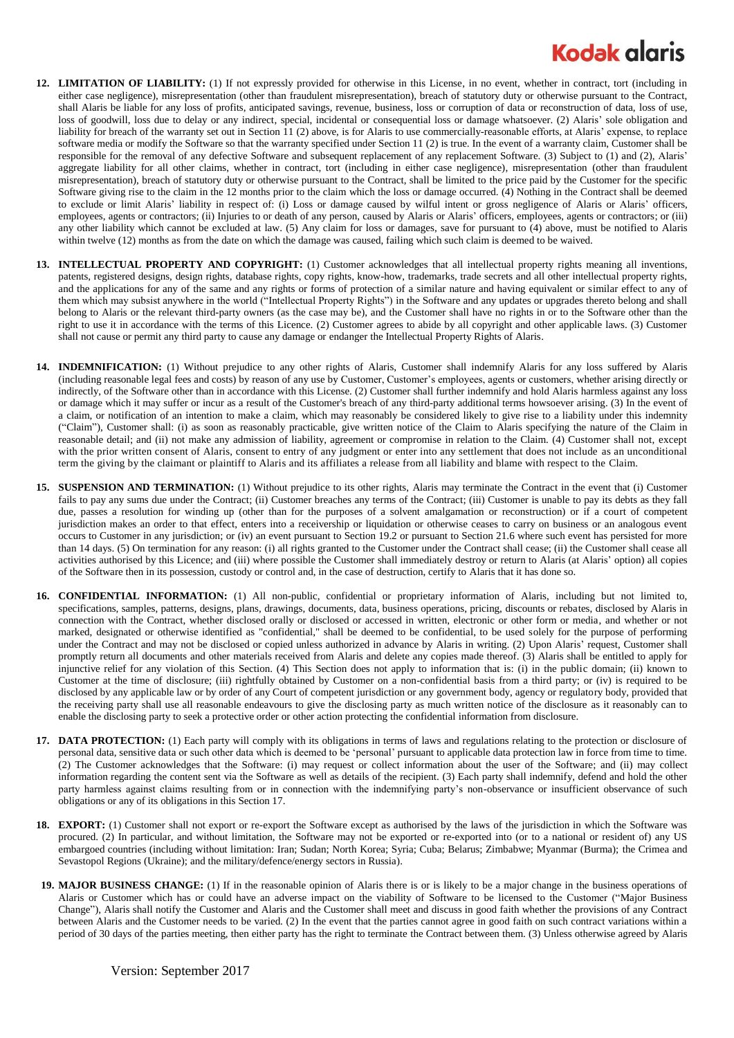12. **LIMITATION OF LIABILITY:** (1) If not expressly provided for otherwise in this License, in no event, whether in contract, tort (including in either case negligence), misrepresentation (other than fraudulent misrepresentation), breach of statutory duty or otherwise pursuant to the Contract, shall Alaris be liable for any loss of profits, anticipated savings, revenue, business, loss or corruption of data or reconstruction of data, loss of use, loss of goodwill, loss due to delay or any indirect, special, incidental or consequential loss or damage whatsoever. (2) Alaris' sole obligation and liability for breach of the warranty set out in Section 11 (2) above, is for Alaris to use commercially-reasonable efforts, at Alaris' expense, to replace software media or modify the Software so that the warranty specified under Section 11 (2) is true. In the event of a warranty claim, Customer shall be responsible for the removal of any defective Software and subsequent replacement of any replacement Software. (3) Subject to (1) and (2), Alaris' aggregate liability for all other claims, whether in contract, tort (including in either case negligence), misrepresentation (other than fraudulent misrepresentation), breach of statutory duty or otherwise pursuant to the Contract, shall be limited to the price paid by the Customer for the specific Software giving rise to the claim in the 12 months prior to the claim which the loss or damage occurred. (4) Nothing in the Contract shall be deemed to exclude or limit Alaris' liability in respect of: (i) Loss or damage caused by wilful intent or gross negligence of Alaris or Alaris' officers, employees, agents or contractors; (ii) Injuries to or death of any person, caused by Alaris or Alaris' officers, employees, agents or contractors; or (iii) any other liability which cannot be excluded at law. (5) Any claim for loss or damages, save for pursuant to (4) above, must be notified to Alaris within twelve (12) months as from the date on which the damage was caused, failing which such claim is deemed to be waived.

13. **INTELLECTUAL PROPERTY AND COPYRIGHT:** (1) Customer acknowledges that all intellectual property rights meaning all inventions, patents, registered designs, design rights, database rights, copy rights, know-how, trademarks, trade secrets and all other intellectual property rights, and the applications for any of the same and any rights or forms of protection of a similar nature and having equivalent or similar effect to any of them which may subsist anywhere in the world ("Intellectual Property Rights") in the Software and any updates or upgrades thereto belong and shall belong to Alaris or the relevant third-party owners (as the case may be), and the Customer shall have no rights in or to the Software other than the right to use it in accordance with the terms of this Licence. (2) Customer agrees to abide by all copyright and other applicable laws. (3) Customer shall not cause or permit any third party to cause any damage or endanger the Intellectual Property Rights of Alaris.

14. **INDEMNIFICATION:** (1) Without prejudice to any other rights of Alaris, Customer shall indemnify Alaris for any loss suffered by Alaris (including reasonable legal fees and costs) by reason of any use by Customer, Customer's employees, agents or customers, whether arising directly or indirectly, of the Software other than in accordance with this License. (2) Customer shall further indemnify and hold Alaris harmless against any loss or damage which it may suffer or incur as a result of the Customer's breach of any third-party additional terms howsoever arising. (3) In the event of a claim, or notification of an intention to make a claim, which may reasonably be considered likely to give rise to a liability under this indemnity ("Claim"), Customer shall: (i) as soon as reasonably practicable, give written notice of the Claim to Alaris specifying the nature of the Claim in reasonable detail; and (ii) not make any admission of liability, agreement or compromise in relation to the Claim. (4) Customer shall not, except with the prior written consent of Alaris, consent to entry of any judgment or enter into any settlement that does not include as an unconditional term the giving by the claimant or plaintiff to Alaris and its affiliates a release from all liability and blame with respect to the Claim.

15. **SUSPENSION AND TERMINATION:** (1) Without prejudice to its other rights, Alaris may terminate the Contract in the event that (i) Customer fails to pay any sums due under the Contract; (ii) Customer breaches any terms of the Contract; (iii) Customer is unable to pay its debts as they fall due, passes a resolution for winding up (other than for the purposes of a solvent amalgamation or reconstruction) or if a court of competent jurisdiction makes an order to that effect, enters into a receivership or liquidation or otherwise ceases to carry on business or an analogous event occurs to Customer in any jurisdiction; or (iv) an event pursuant to Section 19.2 or pursuant to Section 21.6 where such event has persisted for more than 14 days. (5) On termination for any reason: (i) all rights granted to the Customer under the Contract shall cease; (ii) the Customer shall cease all activities authorised by this Licence; and (iii) where possible the Customer shall immediately destroy or return to Alaris (at Alaris' option) all copies of the Software then in its possession, custody or control and, in the case of destruction, certify to Alaris that it has done so.

16. **CONFIDENTIAL INFORMATION:** (1) All non-public, confidential or proprietary information of Alaris, including but not limited to, specifications, samples, patterns, designs, plans, drawings, documents, data, business operations, pricing, discounts or rebates, disclosed by Alaris in connection with the Contract, whether disclosed orally or disclosed or accessed in written, electronic or other form or media, and whether or not marked, designated or otherwise identified as "confidential," shall be deemed to be confidential, to be used solely for the purpose of performing under the Contract and may not be disclosed or copied unless authorized in advance by Alaris in writing. (2) Upon Alaris' request, Customer shall promptly return all documents and other materials received from Alaris and delete any copies made thereof. (3) Alaris shall be entitled to apply for injunctive relief for any violation of this Section. (4) This Section does not apply to information that is: (i) in the public domain; (ii) known to Customer at the time of disclosure; (iii) rightfully obtained by Customer on a non-confidential basis from a third party; or (iv) is required to be disclosed by any applicable law or by order of any Court of competent jurisdiction or any government body, agency or regulatory body, provided that the receiving party shall use all reasonable endeavours to give the disclosing party as much written notice of the disclosure as it reasonably can to enable the disclosing party to seek a protective order or other action protecting the confidential information from disclosure.

17. **DATA PROTECTION:** (1) Each party will comply with its obligations in terms of laws and regulations relating to the protection or disclosure of personal data, sensitive data or such other data which is deemed to be 'personal' pursuant to applicable data protection law in force from time to time. (2) The Customer acknowledges that the Software: (i) may request or collect information about the user of the Software; and (ii) may collect information regarding the content sent via the Software as well as details of the recipient. (3) Each party shall indemnify, defend and hold the other party harmless against claims resulting from or in connection with the indemnifying party's non-observance or insufficient observance of such obligations or any of its obligations in this Section 17.

18. **EXPORT:** (1) Customer shall not export or re-export the Software except as authorised by the laws of the jurisdiction in which the Software was procured. (2) In particular, and without limitation, the Software may not be exported or re-exported into (or to a national or resident of) any US embargoed countries (including without limitation: Iran; Sudan; North Korea; Syria; Cuba; Belarus; Zimbabwe; Myanmar (Burma); the Crimea and Sevastopol Regions (Ukraine); and the military/defence/energy sectors in Russia).

19. **MAJOR BUSINESS CHANGE:** (1) If in the reasonable opinion of Alaris there is or is likely to be a major change in the business operations of Alaris or Customer which has or could have an adverse impact on the viability of Software to be licensed to the Customer ("Major Business Change"), Alaris shall notify the Customer and Alaris and the Customer shall meet and discuss in good faith whether the provisions of any Contract between Alaris and the Customer needs to be varied. (2) In the event that the parties cannot agree in good faith on such contract variations within a period of 30 days of the parties meeting, then either party has the right to terminate the Contract between them. (3) Unless otherwise agreed by Alaris

Version: September 2017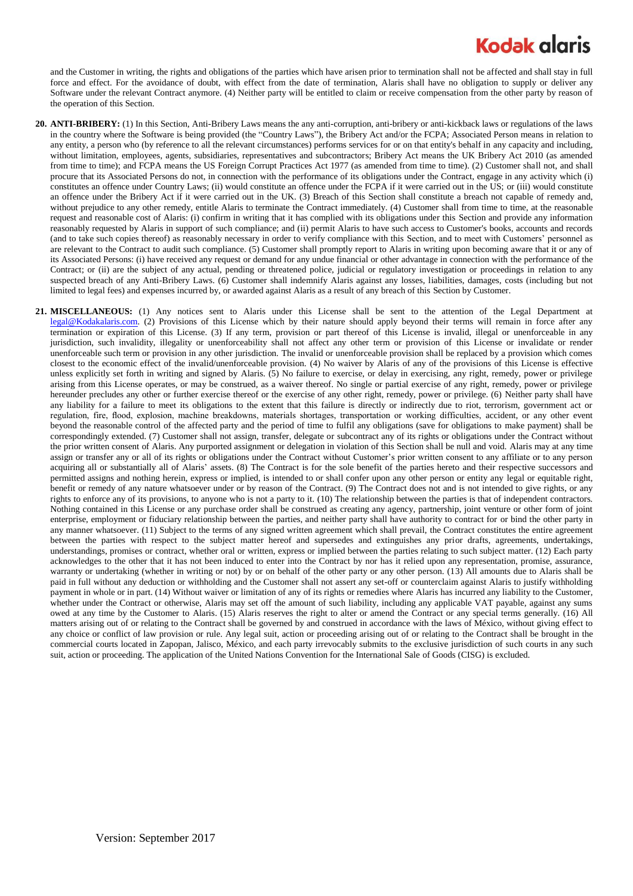and the Customer in writing, the rights and obligations of the parties which have arisen prior to termination shall not be affected and shall stay in full force and effect. For the avoidance of doubt, with effect from the date of termination, Alaris shall have no obligation to supply or deliver any Software under the relevant Contract anymore. (4) Neither party will be entitled to claim or receive compensation from the other party by reason of the operation of this Section.

20. **ANTI-BRIBERY:** (1) In this Section, Anti-Bribery Laws means the any anti-corruption, anti-bribery or anti-kickback laws or regulations of the laws in the country where the Software is being provided (the "Country Laws"), the Bribery Act and/or the FCPA; Associated Person means in relation to any entity, a person who (by reference to all the relevant circumstances) performs services for or on that entity's behalf in any capacity and including, without limitation, employees, agents, subsidiaries, representatives and subcontractors; Bribery Act means the UK Bribery Act 2010 (as amended from time to time); and FCPA means the US Foreign Corrupt Practices Act 1977 (as amended from time to time). (2) Customer shall not, and shall procure that its Associated Persons do not, in connection with the performance of its obligations under the Contract, engage in any activity which (i) constitutes an offence under Country Laws; (ii) would constitute an offence under the FCPA if it were carried out in the US; or (iii) would constitute an offence under the Bribery Act if it were carried out in the UK. (3) Breach of this Section shall constitute a breach not capable of remedy and, without prejudice to any other remedy, entitle Alaris to terminate the Contract immediately. (4) Customer shall from time to time, at the reasonable request and reasonable cost of Alaris: (i) confirm in writing that it has complied with its obligations under this Section and provide any information reasonably requested by Alaris in support of such compliance; and (ii) permit Alaris to have such access to Customer's books, accounts and records (and to take such copies thereof) as reasonably necessary in order to verify compliance with this Section, and to meet with Customers' personnel as are relevant to the Contract to audit such compliance. (5) Customer shall promptly report to Alaris in writing upon becoming aware that it or any of its Associated Persons: (i) have received any request or demand for any undue financial or other advantage in connection with the performance of the Contract; or (ii) are the subject of any actual, pending or threatened police, judicial or regulatory investigation or proceedings in relation to any suspected breach of any Anti-Bribery Laws. (6) Customer shall indemnify Alaris against any losses, liabilities, damages, costs (including but not limited to legal fees) and expenses incurred by, or awarded against Alaris as a result of any breach of this Section by Customer.

21. **MISCELLANEOUS:** (1) Any notices sent to Alaris under this License shall be sent to the attention of the Legal Department at legal@Kodakalaris.com. (2) Provisions of this License which by their nature should apply beyond their terms will remain in force after any termination or expiration of this License. (3) If any term, provision or part thereof of this License is invalid, illegal or unenforceable in any jurisdiction, such invalidity, illegality or unenforceability shall not affect any other term or provision of this License or invalidate or render unenforceable such term or provision in any other jurisdiction. The invalid or unenforceable provision shall be replaced by a provision which comes closest to the economic effect of the invalid/unenforceable provision. (4) No waiver by Alaris of any of the provisions of this License is effective unless explicitly set forth in writing and signed by Alaris. (5) No failure to exercise, or delay in exercising, any right, remedy, power or privilege arising from this License operates, or may be construed, as a waiver thereof. No single or partial exercise of any right, remedy, power or privilege hereunder precludes any other or further exercise thereof or the exercise of any other right, remedy, power or privilege. (6) Neither party shall have any liability for a failure to meet its obligations to the extent that this failure is directly or indirectly due to riot, terrorism, government act or regulation, fire, flood, explosion, machine breakdowns, materials shortages, transportation or working difficulties, accident, or any other event beyond the reasonable control of the affected party and the period of time to fulfil any obligations (save for obligations to make payment) shall be correspondingly extended. (7) Customer shall not assign, transfer, delegate or subcontract any of its rights or obligations under the Contract without the prior written consent of Alaris. Any purported assignment or delegation in violation of this Section shall be null and void. Alaris may at any time assign or transfer any or all of its rights or obligations under the Contract without Customer's prior written consent to any affiliate or to any person acquiring all or substantially all of Alaris' assets. (8) The Contract is for the sole benefit of the parties hereto and their respective successors and permitted assigns and nothing herein, express or implied, is intended to or shall confer upon any other person or entity any legal or equitable right, benefit or remedy of any nature whatsoever under or by reason of the Contract. (9) The Contract does not and is not intended to give rights, or any rights to enforce any of its provisions, to anyone who is not a party to it. (10) The relationship between the parties is that of independent contractors. Nothing contained in this License or any purchase order shall be construed as creating any agency, partnership, joint venture or other form of joint enterprise, employment or fiduciary relationship between the parties, and neither party shall have authority to contract for or bind the other party in any manner whatsoever. (11) Subject to the terms of any signed written agreement which shall prevail, the Contract constitutes the entire agreement between the parties with respect to the subject matter hereof and supersedes and extinguishes any prior drafts, agreements, undertakings, understandings, promises or contract, whether oral or written, express or implied between the parties relating to such subject matter. (12) Each party acknowledges to the other that it has not been induced to enter into the Contract by nor has it relied upon any representation, promise, assurance, warranty or undertaking (whether in writing or not) by or on behalf of the other party or any other person. (13) All amounts due to Alaris shall be paid in full without any deduction or withholding and the Customer shall not assert any set-off or counterclaim against Alaris to justify withholding payment in whole or in part. (14) Without waiver or limitation of any of its rights or remedies where Alaris has incurred any liability to the Customer, whether under the Contract or otherwise, Alaris may set off the amount of such liability, including any applicable VAT payable, against any sums owed at any time by the Customer to Alaris. (15) Alaris reserves the right to alter or amend the Contract or any special terms generally. (16) All matters arising out of or relating to the Contract shall be governed by and construed in accordance with the laws of México, without giving effect to any choice or conflict of law provision or rule. Any legal suit, action or proceeding arising out of or relating to the Contract shall be brought in the commercial courts located in Zapopan, Jalisco, México, and each party irrevocably submits to the exclusive jurisdiction of such courts in any such suit, action or proceeding. The application of the United Nations Convention for the International Sale of Goods (CISG) is excluded.

Version: September 2017